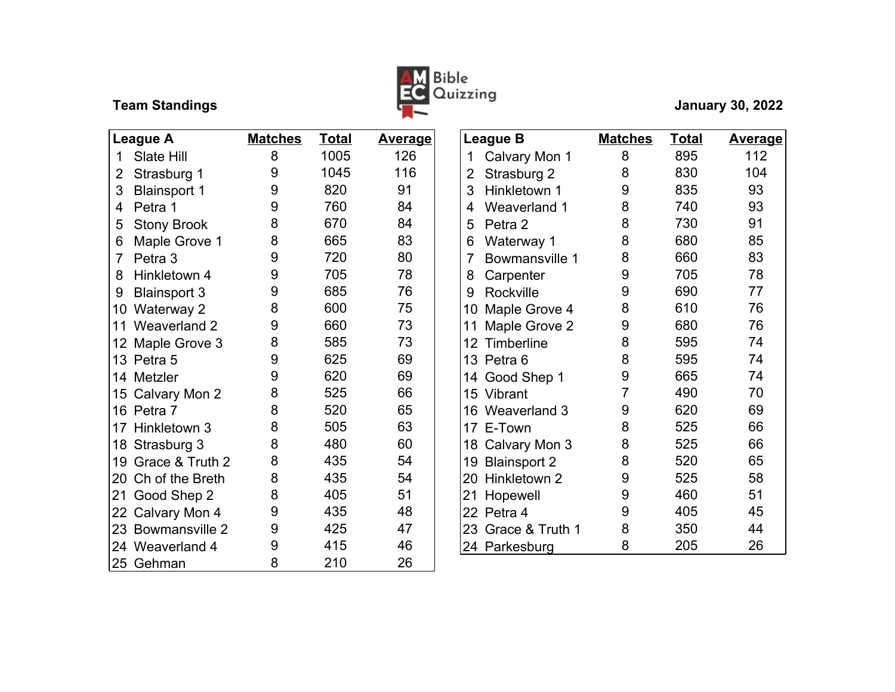AMEC Bible Quizzing

**Team Standings**

**January 30, 2022**

| League A | Matches | Total | Average |
|---|---|---|---|
| 1 Slate Hill | 8 | 1005 | 126 |
| 2 Strasburg 1 | 9 | 1045 | 116 |
| 3 Blainsport 1 | 9 | 820 | 91 |
| 4 Petra 1 | 9 | 760 | 84 |
| 5 Stony Brook | 8 | 670 | 84 |
| 6 Maple Grove 1 | 8 | 665 | 83 |
| 7 Petra 3 | 9 | 720 | 80 |
| 8 Hinkletown 4 | 9 | 705 | 78 |
| 9 Blainsport 3 | 9 | 685 | 76 |
| 10 Waterway 2 | 8 | 600 | 75 |
| 11 Weaverland 2 | 9 | 660 | 73 |
| 12 Maple Grove 3 | 8 | 585 | 73 |
| 13 Petra 5 | 9 | 625 | 69 |
| 14 Metzler | 9 | 620 | 69 |
| 15 Calvary Mon 2 | 8 | 525 | 66 |
| 16 Petra 7 | 8 | 520 | 65 |
| 17 Hinkletown 3 | 8 | 505 | 63 |
| 18 Strasburg 3 | 8 | 480 | 60 |
| 19 Grace & Truth 2 | 8 | 435 | 54 |
| 20 Ch of the Breth | 8 | 435 | 54 |
| 21 Good Shep 2 | 8 | 405 | 51 |
| 22 Calvary Mon 4 | 9 | 435 | 48 |
| 23 Bowmansville 2 | 9 | 425 | 47 |
| 24 Weaverland 4 | 9 | 415 | 46 |
| 25 Gehman | 8 | 210 | 26 |

| League B | Matches | Total | Average |
|---|---|---|---|
| 1 Calvary Mon 1 | 8 | 895 | 112 |
| 2 Strasburg 2 | 8 | 830 | 104 |
| 3 Hinkletown 1 | 9 | 835 | 93 |
| 4 Weaverland 1 | 8 | 740 | 93 |
| 5 Petra 2 | 8 | 730 | 91 |
| 6 Waterway 1 | 8 | 680 | 85 |
| 7 Bowmansville 1 | 8 | 660 | 83 |
| 8 Carpenter | 9 | 705 | 78 |
| 9 Rockville | 9 | 690 | 77 |
| 10 Maple Grove 4 | 8 | 610 | 76 |
| 11 Maple Grove 2 | 9 | 680 | 76 |
| 12 Timberline | 8 | 595 | 74 |
| 13 Petra 6 | 8 | 595 | 74 |
| 14 Good Shep 1 | 9 | 665 | 74 |
| 15 Vibrant | 7 | 490 | 70 |
| 16 Weaverland 3 | 9 | 620 | 69 |
| 17 E-Town | 8 | 525 | 66 |
| 18 Calvary Mon 3 | 8 | 525 | 66 |
| 19 Blainsport 2 | 8 | 520 | 65 |
| 20 Hinkletown 2 | 9 | 525 | 58 |
| 21 Hopewell | 9 | 460 | 51 |
| 22 Petra 4 | 9 | 405 | 45 |
| 23 Grace & Truth 1 | 8 | 350 | 44 |
| 24 Parkesburg | 8 | 205 | 26 |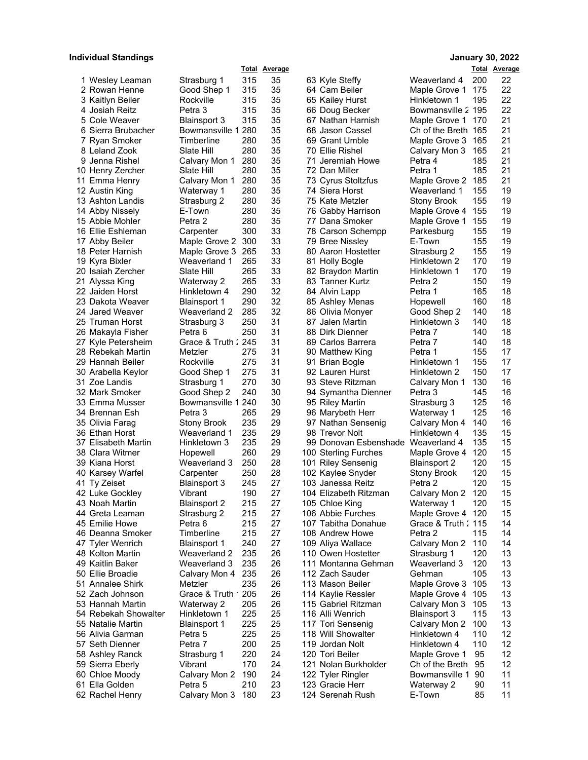**Individual Standings** **January 30, 2022**

| # | Name | Team | Total | Average |
|---|---|---|---|---|
| 1 | Wesley Leaman | Strasburg 1 | 315 | 35 |
| 2 | Rowan Henne | Good Shep 1 | 315 | 35 |
| 3 | Kaitlyn Beiler | Rockville | 315 | 35 |
| 4 | Josiah Reitz | Petra 3 | 315 | 35 |
| 5 | Cole Weaver | Blainsport 3 | 315 | 35 |
| 6 | Sierra Brubacher | Bowmansville 1 | 280 | 35 |
| 7 | Ryan Smoker | Timberline | 280 | 35 |
| 8 | Leland Zook | Slate Hill | 280 | 35 |
| 9 | Jenna Rishel | Calvary Mon 1 | 280 | 35 |
| 10 | Henry Zercher | Slate Hill | 280 | 35 |
| 11 | Emma Henry | Calvary Mon 1 | 280 | 35 |
| 12 | Austin King | Waterway 1 | 280 | 35 |
| 13 | Ashton Landis | Strasburg 2 | 280 | 35 |
| 14 | Abby Nissely | E-Town | 280 | 35 |
| 15 | Abbie Mohler | Petra 2 | 280 | 35 |
| 16 | Ellie Eshleman | Carpenter | 300 | 33 |
| 17 | Abby Beiler | Maple Grove 2 | 300 | 33 |
| 18 | Peter Harnish | Maple Grove 3 | 265 | 33 |
| 19 | Kyra Bixler | Weaverland 1 | 265 | 33 |
| 20 | Isaiah Zercher | Slate Hill | 265 | 33 |
| 21 | Alyssa King | Waterway 2 | 265 | 33 |
| 22 | Jaiden Horst | Hinkletown 4 | 290 | 32 |
| 23 | Dakota Weaver | Blainsport 1 | 290 | 32 |
| 24 | Jared Weaver | Weaverland 2 | 285 | 32 |
| 25 | Truman Horst | Strasburg 3 | 250 | 31 |
| 26 | Makayla Fisher | Petra 6 | 250 | 31 |
| 27 | Kyle Petersheim | Grace & Truth 2 | 245 | 31 |
| 28 | Rebekah Martin | Metzler | 275 | 31 |
| 29 | Hannah Beiler | Rockville | 275 | 31 |
| 30 | Arabella Keylor | Good Shep 1 | 275 | 31 |
| 31 | Zoe Landis | Strasburg 1 | 270 | 30 |
| 32 | Mark Smoker | Good Shep 2 | 240 | 30 |
| 33 | Emma Musser | Bowmansville 1 | 240 | 30 |
| 34 | Brennan Esh | Petra 3 | 265 | 29 |
| 35 | Olivia Farag | Stony Brook | 235 | 29 |
| 36 | Ethan Horst | Weaverland 1 | 235 | 29 |
| 37 | Elisabeth Martin | Hinkletown 3 | 235 | 29 |
| 38 | Clara Witmer | Hopewell | 260 | 29 |
| 39 | Kiana Horst | Weaverland 3 | 250 | 28 |
| 40 | Karsey Warfel | Carpenter | 250 | 28 |
| 41 | Ty Zeiset | Blainsport 3 | 245 | 27 |
| 42 | Luke Gockley | Vibrant | 190 | 27 |
| 43 | Noah Martin | Blainsport 2 | 215 | 27 |
| 44 | Greta Leaman | Strasburg 2 | 215 | 27 |
| 45 | Emilie Howe | Petra 6 | 215 | 27 |
| 46 | Deanna Smoker | Timberline | 215 | 27 |
| 47 | Tyler Wenrich | Blainsport 1 | 240 | 27 |
| 48 | Kolton Martin | Weaverland 2 | 235 | 26 |
| 49 | Kaitlin Baker | Weaverland 3 | 235 | 26 |
| 50 | Ellie Broadie | Calvary Mon 4 | 235 | 26 |
| 51 | Annalee Shirk | Metzler | 235 | 26 |
| 52 | Zach Johnson | Grace & Truth 1 | 205 | 26 |
| 53 | Hannah Martin | Waterway 2 | 205 | 26 |
| 54 | Rebekah Showalter | Hinkletown 1 | 225 | 25 |
| 55 | Natalie Martin | Blainsport 1 | 225 | 25 |
| 56 | Alivia Garman | Petra 5 | 225 | 25 |
| 57 | Seth Dienner | Petra 7 | 200 | 25 |
| 58 | Ashley Ranck | Strasburg 1 | 220 | 24 |
| 59 | Sierra Eberly | Vibrant | 170 | 24 |
| 60 | Chloe Moody | Calvary Mon 2 | 190 | 24 |
| 61 | Ella Golden | Petra 5 | 210 | 23 |
| 62 | Rachel Henry | Calvary Mon 3 | 180 | 23 |
| 63 | Kyle Steffy | Weaverland 4 | 200 | 22 |
| 64 | Cam Beiler | Maple Grove 1 | 175 | 22 |
| 65 | Kailey Hurst | Hinkletown 1 | 195 | 22 |
| 66 | Doug Becker | Bowmansville 2 | 195 | 22 |
| 67 | Nathan Harnish | Maple Grove 1 | 170 | 21 |
| 68 | Jason Cassel | Ch of the Breth | 165 | 21 |
| 69 | Grant Umble | Maple Grove 3 | 165 | 21 |
| 70 | Ellie Rishel | Calvary Mon 3 | 165 | 21 |
| 71 | Jeremiah Howe | Petra 4 | 185 | 21 |
| 72 | Dan Miller | Petra 1 | 185 | 21 |
| 73 | Cyrus Stoltzfus | Maple Grove 2 | 185 | 21 |
| 74 | Siera Horst | Weaverland 1 | 155 | 19 |
| 75 | Kate Metzler | Stony Brook | 155 | 19 |
| 76 | Gabby Harrison | Maple Grove 4 | 155 | 19 |
| 77 | Dana Smoker | Maple Grove 1 | 155 | 19 |
| 78 | Carson Schempp | Parkesburg | 155 | 19 |
| 79 | Bree Nissley | E-Town | 155 | 19 |
| 80 | Aaron Hostetter | Strasburg 2 | 155 | 19 |
| 81 | Holly Bogle | Hinkletown 2 | 170 | 19 |
| 82 | Braydon Martin | Hinkletown 1 | 170 | 19 |
| 83 | Tanner Kurtz | Petra 2 | 150 | 19 |
| 84 | Alvin Lapp | Petra 1 | 165 | 18 |
| 85 | Ashley Menas | Hopewell | 160 | 18 |
| 86 | Olivia Monyer | Good Shep 2 | 140 | 18 |
| 87 | Jalen Martin | Hinkletown 3 | 140 | 18 |
| 88 | Dirk Dienner | Petra 7 | 140 | 18 |
| 89 | Carlos Barrera | Petra 7 | 140 | 18 |
| 90 | Matthew King | Petra 1 | 155 | 17 |
| 91 | Brian Bogle | Hinkletown 1 | 155 | 17 |
| 92 | Lauren Hurst | Hinkletown 2 | 150 | 17 |
| 93 | Steve Ritzman | Calvary Mon 1 | 130 | 16 |
| 94 | Symantha Dienner | Petra 3 | 145 | 16 |
| 95 | Riley Martin | Strasburg 3 | 125 | 16 |
| 96 | Marybeth Herr | Waterway 1 | 125 | 16 |
| 97 | Nathan Sensenig | Calvary Mon 4 | 140 | 16 |
| 98 | Trevor Nolt | Hinkletown 4 | 135 | 15 |
| 99 | Donovan Esbenshade | Weaverland 4 | 135 | 15 |
| 100 | Sterling Furches | Maple Grove 4 | 120 | 15 |
| 101 | Riley Sensenig | Blainsport 2 | 120 | 15 |
| 102 | Kaylee Snyder | Stony Brook | 120 | 15 |
| 103 | Janessa Reitz | Petra 2 | 120 | 15 |
| 104 | Elizabeth Ritzman | Calvary Mon 2 | 120 | 15 |
| 105 | Chloe King | Waterway 1 | 120 | 15 |
| 106 | Abbie Furches | Maple Grove 4 | 120 | 15 |
| 107 | Tabitha Donahue | Grace & Truth 2 | 115 | 14 |
| 108 | Andrew Howe | Petra 2 | 115 | 14 |
| 109 | Aliya Wallace | Calvary Mon 2 | 110 | 14 |
| 110 | Owen Hostetter | Strasburg 1 | 120 | 13 |
| 111 | Montanna Gehman | Weaverland 3 | 120 | 13 |
| 112 | Zach Sauder | Gehman | 105 | 13 |
| 113 | Mason Beiler | Maple Grove 3 | 105 | 13 |
| 114 | Kaylie Ressler | Maple Grove 4 | 105 | 13 |
| 115 | Gabriel Ritzman | Calvary Mon 3 | 105 | 13 |
| 116 | Alli Wenrich | Blainsport 3 | 115 | 13 |
| 117 | Tori Sensenig | Calvary Mon 2 | 100 | 13 |
| 118 | Will Showalter | Hinkletown 4 | 110 | 12 |
| 119 | Jordan Nolt | Hinkletown 4 | 110 | 12 |
| 120 | Tori Beiler | Maple Grove 1 | 95 | 12 |
| 121 | Nolan Burkholder | Ch of the Breth | 95 | 12 |
| 122 | Tyler Ringler | Bowmansville 1 | 90 | 11 |
| 123 | Gracie Herr | Waterway 2 | 90 | 11 |
| 124 | Serenah Rush | E-Town | 85 | 11 |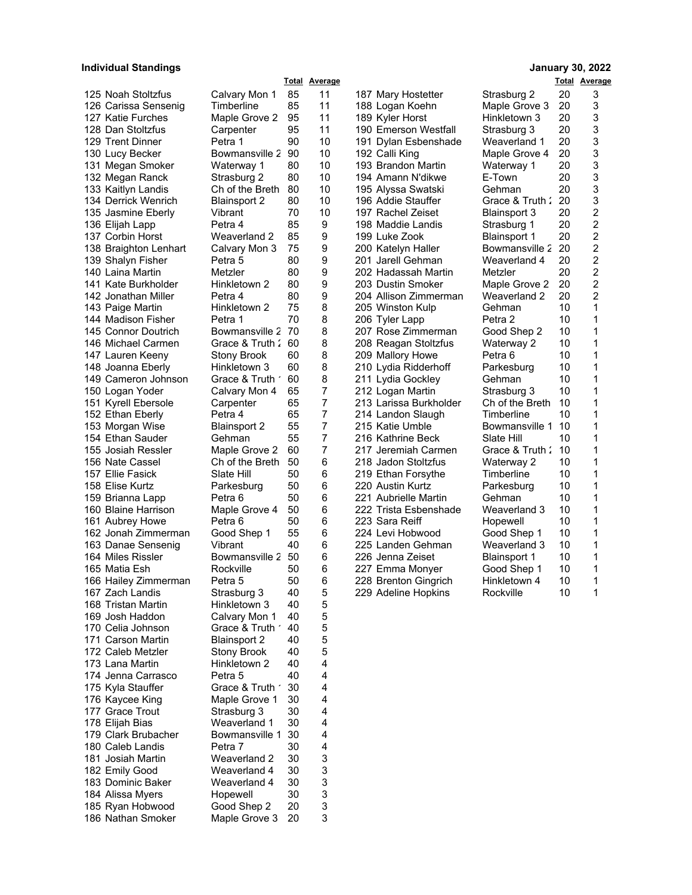**Individual Standings** **January 30, 2022**

| | | Total | Average |
|---|---|---|---|
| 125 Noah Stoltzfus | Calvary Mon 1 | 85 | 11 |
| 126 Carissa Sensenig | Timberline | 85 | 11 |
| 127 Katie Furches | Maple Grove 2 | 95 | 11 |
| 128 Dan Stoltzfus | Carpenter | 95 | 11 |
| 129 Trent Dinner | Petra 1 | 90 | 10 |
| 130 Lucy Becker | Bowmansville 2 | 90 | 10 |
| 131 Megan Smoker | Waterway 1 | 80 | 10 |
| 132 Megan Ranck | Strasburg 2 | 80 | 10 |
| 133 Kaitlyn Landis | Ch of the Breth | 80 | 10 |
| 134 Derrick Wenrich | Blainsport 2 | 80 | 10 |
| 135 Jasmine Eberly | Vibrant | 70 | 10 |
| 136 Elijah Lapp | Petra 4 | 85 | 9 |
| 137 Corbin Horst | Weaverland 2 | 85 | 9 |
| 138 Braighton Lenhart | Calvary Mon 3 | 75 | 9 |
| 139 Shalyn Fisher | Petra 5 | 80 | 9 |
| 140 Laina Martin | Metzler | 80 | 9 |
| 141 Kate Burkholder | Hinkletown 2 | 80 | 9 |
| 142 Jonathan Miller | Petra 4 | 80 | 9 |
| 143 Paige Martin | Hinkletown 2 | 75 | 8 |
| 144 Madison Fisher | Petra 1 | 70 | 8 |
| 145 Connor Doutrich | Bowmansville 2 | 70 | 8 |
| 146 Michael Carmen | Grace & Truth 2 | 60 | 8 |
| 147 Lauren Keeny | Stony Brook | 60 | 8 |
| 148 Joanna Eberly | Hinkletown 3 | 60 | 8 |
| 149 Cameron Johnson | Grace & Truth 1 | 60 | 8 |
| 150 Logan Yoder | Calvary Mon 4 | 65 | 7 |
| 151 Kyrell Ebersole | Carpenter | 65 | 7 |
| 152 Ethan Eberly | Petra 4 | 65 | 7 |
| 153 Morgan Wise | Blainsport 2 | 55 | 7 |
| 154 Ethan Sauder | Gehman | 55 | 7 |
| 155 Josiah Ressler | Maple Grove 2 | 60 | 7 |
| 156 Nate Cassel | Ch of the Breth | 50 | 6 |
| 157 Ellie Fasick | Slate Hill | 50 | 6 |
| 158 Elise Kurtz | Parkesburg | 50 | 6 |
| 159 Brianna Lapp | Petra 6 | 50 | 6 |
| 160 Blaine Harrison | Maple Grove 4 | 50 | 6 |
| 161 Aubrey Howe | Petra 6 | 50 | 6 |
| 162 Jonah Zimmerman | Good Shep 1 | 55 | 6 |
| 163 Danae Sensenig | Vibrant | 40 | 6 |
| 164 Miles Rissler | Bowmansville 2 | 50 | 6 |
| 165 Matia Esh | Rockville | 50 | 6 |
| 166 Hailey Zimmerman | Petra 5 | 50 | 6 |
| 167 Zach Landis | Strasburg 3 | 40 | 5 |
| 168 Tristan Martin | Hinkletown 3 | 40 | 5 |
| 169 Josh Haddon | Calvary Mon 1 | 40 | 5 |
| 170 Celia Johnson | Grace & Truth 1 | 40 | 5 |
| 171 Carson Martin | Blainsport 2 | 40 | 5 |
| 172 Caleb Metzler | Stony Brook | 40 | 5 |
| 173 Lana Martin | Hinkletown 2 | 40 | 4 |
| 174 Jenna Carrasco | Petra 5 | 40 | 4 |
| 175 Kyla Stauffer | Grace & Truth 1 | 30 | 4 |
| 176 Kaycee King | Maple Grove 1 | 30 | 4 |
| 177 Grace Trout | Strasburg 3 | 30 | 4 |
| 178 Elijah Bias | Weaverland 1 | 30 | 4 |
| 179 Clark Brubacher | Bowmansville 1 | 30 | 4 |
| 180 Caleb Landis | Petra 7 | 30 | 4 |
| 181 Josiah Martin | Weaverland 2 | 30 | 3 |
| 182 Emily Good | Weaverland 4 | 30 | 3 |
| 183 Dominic Baker | Weaverland 4 | 30 | 3 |
| 184 Alissa Myers | Hopewell | 30 | 3 |
| 185 Ryan Hobwood | Good Shep 2 | 20 | 3 |
| 186 Nathan Smoker | Maple Grove 3 | 20 | 3 |
| 187 Mary Hostetter | Strasburg 2 | 20 | 3 |
| 188 Logan Koehn | Maple Grove 3 | 20 | 3 |
| 189 Kyler Horst | Hinkletown 3 | 20 | 3 |
| 190 Emerson Westfall | Strasburg 3 | 20 | 3 |
| 191 Dylan Esbenshade | Weaverland 1 | 20 | 3 |
| 192 Calli King | Maple Grove 4 | 20 | 3 |
| 193 Brandon Martin | Waterway 1 | 20 | 3 |
| 194 Amann N'dikwe | E-Town | 20 | 3 |
| 195 Alyssa Swatski | Gehman | 20 | 3 |
| 196 Addie Stauffer | Grace & Truth 2 | 20 | 3 |
| 197 Rachel Zeiset | Blainsport 3 | 20 | 2 |
| 198 Maddie Landis | Strasburg 1 | 20 | 2 |
| 199 Luke Zook | Blainsport 1 | 20 | 2 |
| 200 Katelyn Haller | Bowmansville 2 | 20 | 2 |
| 201 Jarell Gehman | Weaverland 4 | 20 | 2 |
| 202 Hadassah Martin | Metzler | 20 | 2 |
| 203 Dustin Smoker | Maple Grove 2 | 20 | 2 |
| 204 Allison Zimmerman | Weaverland 2 | 20 | 2 |
| 205 Winston Kulp | Gehman | 10 | 1 |
| 206 Tyler Lapp | Petra 2 | 10 | 1 |
| 207 Rose Zimmerman | Good Shep 2 | 10 | 1 |
| 208 Reagan Stoltzfus | Waterway 2 | 10 | 1 |
| 209 Mallory Howe | Petra 6 | 10 | 1 |
| 210 Lydia Ridderhoff | Parkesburg | 10 | 1 |
| 211 Lydia Gockley | Gehman | 10 | 1 |
| 212 Logan Martin | Strasburg 3 | 10 | 1 |
| 213 Larissa Burkholder | Ch of the Breth | 10 | 1 |
| 214 Landon Slaugh | Timberline | 10 | 1 |
| 215 Katie Umble | Bowmansville 1 | 10 | 1 |
| 216 Kathrine Beck | Slate Hill | 10 | 1 |
| 217 Jeremiah Carmen | Grace & Truth 2 | 10 | 1 |
| 218 Jadon Stoltzfus | Waterway 2 | 10 | 1 |
| 219 Ethan Forsythe | Timberline | 10 | 1 |
| 220 Austin Kurtz | Parkesburg | 10 | 1 |
| 221 Aubrielle Martin | Gehman | 10 | 1 |
| 222 Trista Esbenshade | Weaverland 3 | 10 | 1 |
| 223 Sara Reiff | Hopewell | 10 | 1 |
| 224 Levi Hobwood | Good Shep 1 | 10 | 1 |
| 225 Landen Gehman | Weaverland 3 | 10 | 1 |
| 226 Jenna Zeiset | Blainsport 1 | 10 | 1 |
| 227 Emma Monyer | Good Shep 1 | 10 | 1 |
| 228 Brenton Gingrich | Hinkletown 4 | 10 | 1 |
| 229 Adeline Hopkins | Rockville | 10 | 1 |